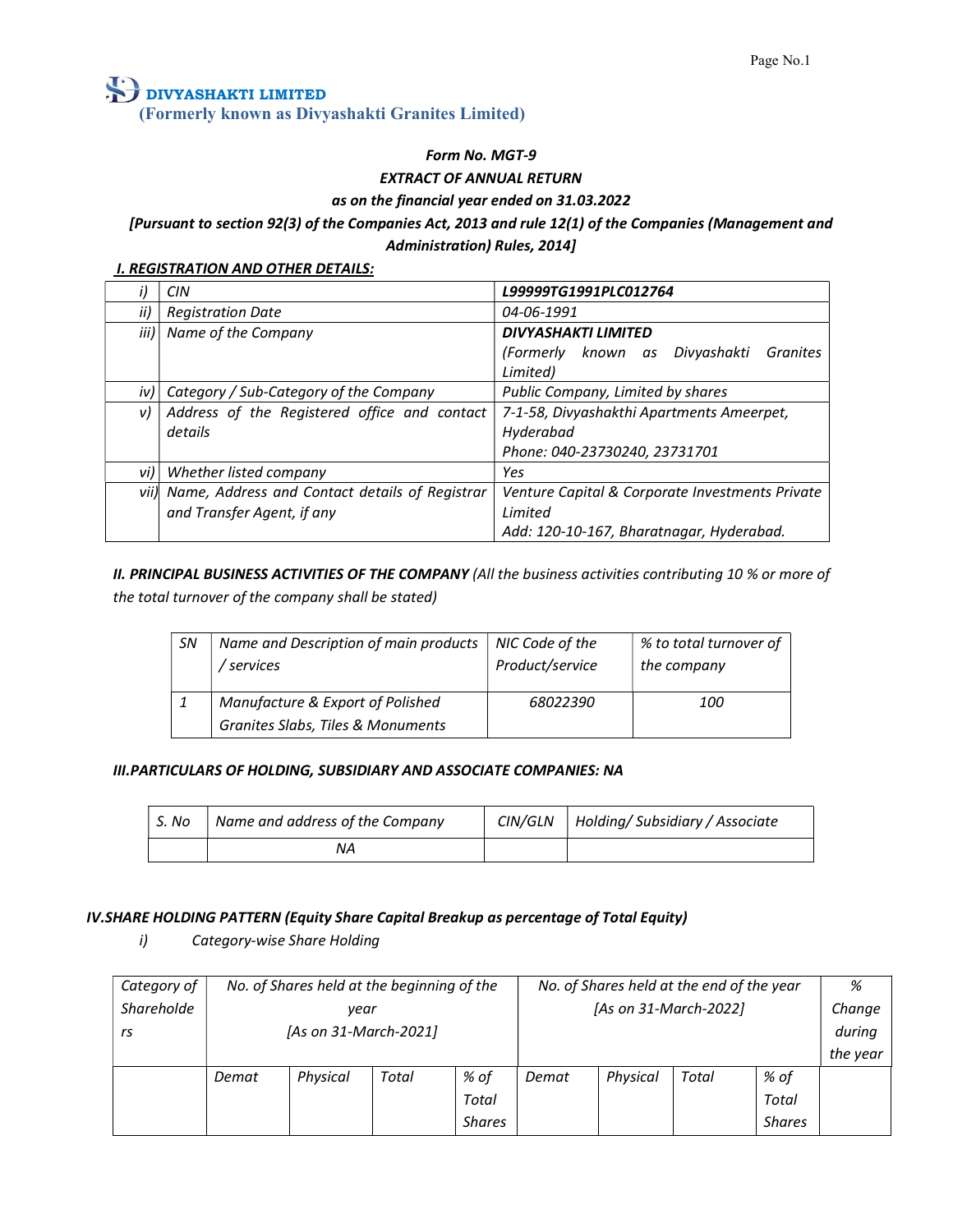**DIVYASHAKTI LIMITED**
**(Formerly known as Divyashakti Granites Limited)**

***Form No. MGT-9***

***EXTRACT OF ANNUAL RETURN***

***as on the financial year ended on 31.03.2022***

***[Pursuant to section 92(3) of the Companies Act, 2013 and rule 12(1) of the Companies (Management and Administration) Rules, 2014]***

### ***I. REGISTRATION AND OTHER DETAILS:***

| | | |
|---|---|---|
| *i)* | *CIN* | ***L99999TG1991PLC012764*** |
| *ii)* | *Registration Date* | *04-06-1991* |
| *iii)* | *Name of the Company* | ***DIVYASHAKTI LIMITED*** *(Formerly known as Divyashakti Granites Limited)* |
| *iv)* | *Category / Sub-Category of the Company* | *Public Company, Limited by shares* |
| *v)* | *Address of the Registered office and contact details* | *7-1-58, Divyashakthi Apartments Ameerpet, Hyderabad* *Phone: 040-23730240, 23731701* |
| *vi)* | *Whether listed company* | *Yes* |
| *vii)* | *Name, Address and Contact details of Registrar and Transfer Agent, if any* | *Venture Capital & Corporate Investments Private Limited* *Add: 120-10-167, Bharatnagar, Hyderabad.* |

***II. PRINCIPAL BUSINESS ACTIVITIES OF THE COMPANY*** *(All the business activities contributing 10 % or more of the total turnover of the company shall be stated)*

| *SN* | *Name and Description of main products / services* | *NIC Code of the Product/service* | *% to total turnover of the company* |
|---|---|---|---|
| *1* | *Manufacture & Export of Polished Granites Slabs, Tiles & Monuments* | *68022390* | *100* |

***III.PARTICULARS OF HOLDING, SUBSIDIARY AND ASSOCIATE COMPANIES: NA***

| *S. No* | *Name and address of the Company* | *CIN/GLN* | *Holding/ Subsidiary / Associate* |
|---|---|---|---|
| | *NA* | | |

***IV.SHARE HOLDING PATTERN (Equity Share Capital Breakup as percentage of Total Equity)***

*i) Category-wise Share Holding*

| *Category of Shareholders* | *No. of Shares held at the beginning of the year [As on 31-March-2021]* | | | | *No. of Shares held at the end of the year [As on 31-March-2022]* | | | | *% Change during the year* |
|---|---|---|---|---|---|---|---|---|---|
| | *Demat* | *Physical* | *Total* | *% of Total Shares* | *Demat* | *Physical* | *Total* | *% of Total Shares* | |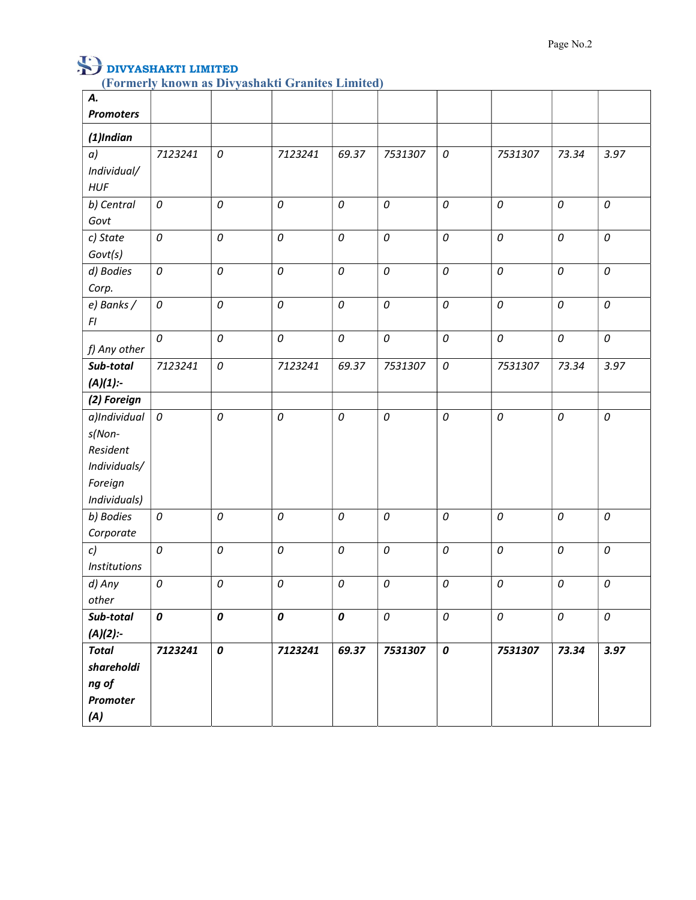**DIVYASHAKTI LIMITED**
**(Formerly known as Divyashakti Granites Limited)**

| | | | | | | | | | |
|---|---|---|---|---|---|---|---|---|---|
| ***A. Promoters*** | | | | | | | | | |
| ***(1)Indian*** | | | | | | | | | |
| *a) Individual/ HUF* | *7123241* | *0* | *7123241* | *69.37* | *7531307* | *0* | *7531307* | *73.34* | *3.97* |
| *b) Central Govt* | *0* | *0* | *0* | *0* | *0* | *0* | *0* | *0* | *0* |
| *c) State Govt(s)* | *0* | *0* | *0* | *0* | *0* | *0* | *0* | *0* | *0* |
| *d) Bodies Corp.* | *0* | *0* | *0* | *0* | *0* | *0* | *0* | *0* | *0* |
| *e) Banks / FI* | *0* | *0* | *0* | *0* | *0* | *0* | *0* | *0* | *0* |
| *f) Any other* | *0* | *0* | *0* | *0* | *0* | *0* | *0* | *0* | *0* |
| ***Sub-total (A)(1):-*** | *7123241* | *0* | *7123241* | *69.37* | *7531307* | *0* | *7531307* | *73.34* | *3.97* |
| ***(2) Foreign*** | | | | | | | | | |
| *a)Individuals(Non-Resident Individuals/ Foreign Individuals)* | *0* | *0* | *0* | *0* | *0* | *0* | *0* | *0* | *0* |
| *b) Bodies Corporate* | *0* | *0* | *0* | *0* | *0* | *0* | *0* | *0* | *0* |
| *c) Institutions* | *0* | *0* | *0* | *0* | *0* | *0* | *0* | *0* | *0* |
| *d) Any other* | *0* | *0* | *0* | *0* | *0* | *0* | *0* | *0* | *0* |
| ***Sub-total (A)(2):-*** | ***0*** | ***0*** | ***0*** | ***0*** | *0* | *0* | *0* | *0* | *0* |
| ***Total shareholding of Promoter (A)*** | ***7123241*** | ***0*** | ***7123241*** | ***69.37*** | ***7531307*** | ***0*** | ***7531307*** | ***73.34*** | ***3.97*** |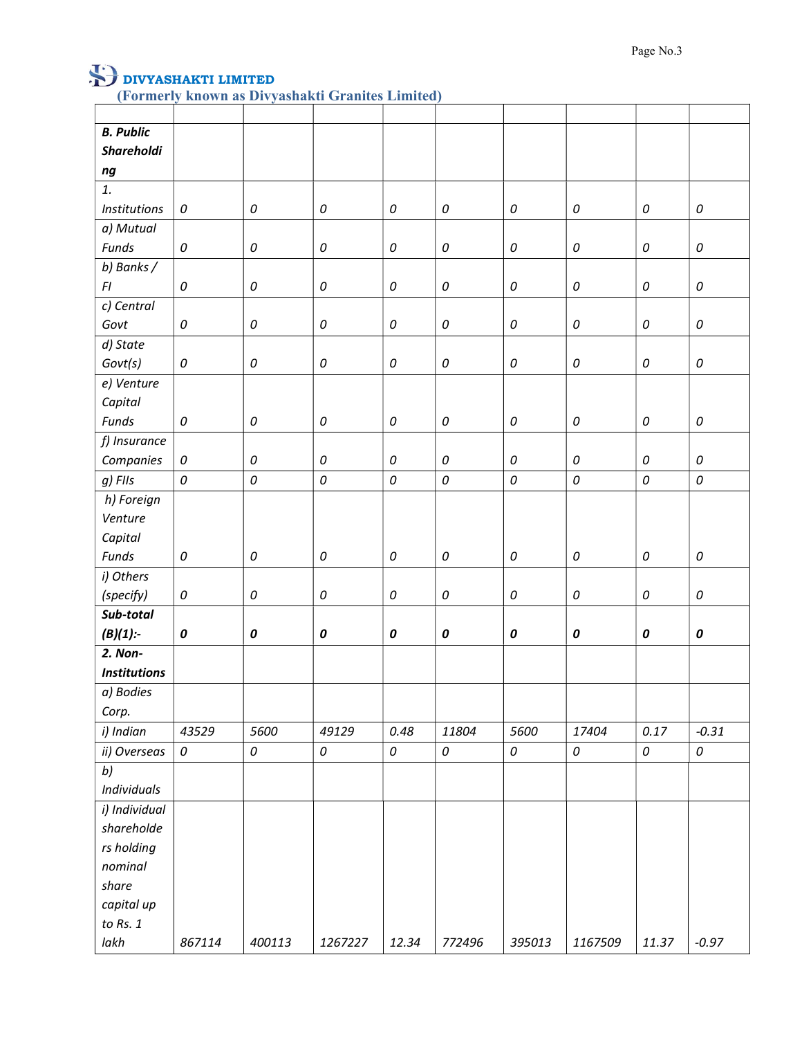**DIVYASHAKTI LIMITED**
(Formerly known as Divyashakti Granites Limited)

| | | | | | | | | | |
|---|---|---|---|---|---|---|---|---|---|
| **B. Public Shareholding** | | | | | | | | | |
| 1. Institutions | 0 | 0 | 0 | 0 | 0 | 0 | 0 | 0 | 0 |
| a) Mutual Funds | 0 | 0 | 0 | 0 | 0 | 0 | 0 | 0 | 0 |
| b) Banks / FI | 0 | 0 | 0 | 0 | 0 | 0 | 0 | 0 | 0 |
| c) Central Govt | 0 | 0 | 0 | 0 | 0 | 0 | 0 | 0 | 0 |
| d) State Govt(s) | 0 | 0 | 0 | 0 | 0 | 0 | 0 | 0 | 0 |
| e) Venture Capital Funds | 0 | 0 | 0 | 0 | 0 | 0 | 0 | 0 | 0 |
| f) Insurance Companies | 0 | 0 | 0 | 0 | 0 | 0 | 0 | 0 | 0 |
| g) FIIs | 0 | 0 | 0 | 0 | 0 | 0 | 0 | 0 | 0 |
| h) Foreign Venture Capital Funds | 0 | 0 | 0 | 0 | 0 | 0 | 0 | 0 | 0 |
| i) Others (specify) | 0 | 0 | 0 | 0 | 0 | 0 | 0 | 0 | 0 |
| **Sub-total (B)(1):-** | **0** | **0** | **0** | **0** | **0** | **0** | **0** | **0** | **0** |
| **2. Non-Institutions** | | | | | | | | | |
| a) Bodies Corp. | | | | | | | | | |
| i) Indian | 43529 | 5600 | 49129 | 0.48 | 11804 | 5600 | 17404 | 0.17 | -0.31 |
| ii) Overseas | 0 | 0 | 0 | 0 | 0 | 0 | 0 | 0 | 0 |
| b) Individuals | | | | | | | | | |
| i) Individual shareholders holding nominal share capital up to Rs. 1 lakh | 867114 | 400113 | 1267227 | 12.34 | 772496 | 395013 | 1167509 | 11.37 | -0.97 |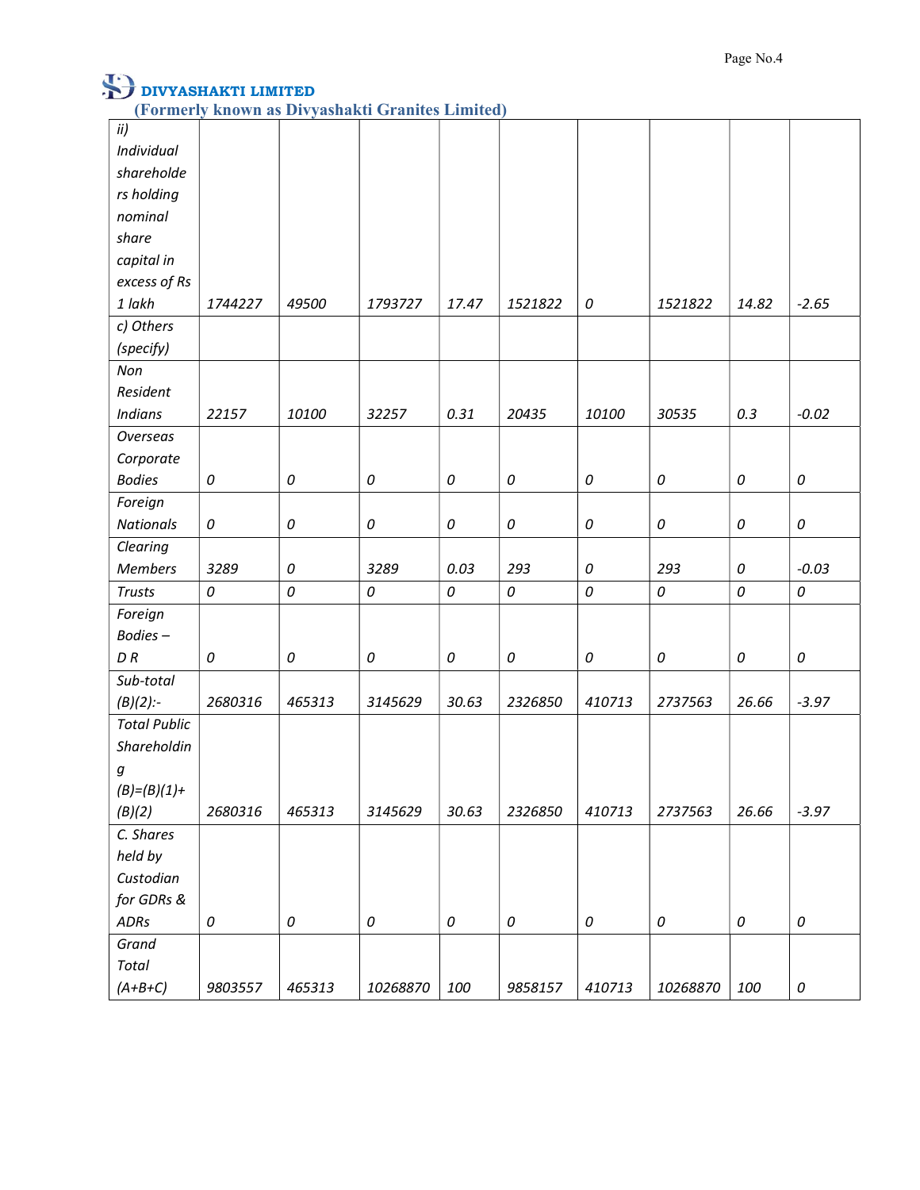**DIVYASHAKTI LIMITED**
**(Formerly known as Divyashakti Granites Limited)**

| | | | | | | | | | |
|---|---|---|---|---|---|---|---|---|---|
| ii) Individual shareholders holding nominal share capital in excess of Rs 1 lakh | 1744227 | 49500 | 1793727 | 17.47 | 1521822 | 0 | 1521822 | 14.82 | -2.65 |
| c) Others (specify) | | | | | | | | | |
| Non Resident Indians | 22157 | 10100 | 32257 | 0.31 | 20435 | 10100 | 30535 | 0.3 | -0.02 |
| Overseas Corporate Bodies | 0 | 0 | 0 | 0 | 0 | 0 | 0 | 0 | 0 |
| Foreign Nationals | 0 | 0 | 0 | 0 | 0 | 0 | 0 | 0 | 0 |
| Clearing Members | 3289 | 0 | 3289 | 0.03 | 293 | 0 | 293 | 0 | -0.03 |
| Trusts | 0 | 0 | 0 | 0 | 0 | 0 | 0 | 0 | 0 |
| Foreign Bodies – D R | 0 | 0 | 0 | 0 | 0 | 0 | 0 | 0 | 0 |
| Sub-total (B)(2):- | 2680316 | 465313 | 3145629 | 30.63 | 2326850 | 410713 | 2737563 | 26.66 | -3.97 |
| Total Public Shareholding (B)=(B)(1)+ (B)(2) | 2680316 | 465313 | 3145629 | 30.63 | 2326850 | 410713 | 2737563 | 26.66 | -3.97 |
| C. Shares held by Custodian for GDRs & ADRs | 0 | 0 | 0 | 0 | 0 | 0 | 0 | 0 | 0 |
| Grand Total (A+B+C) | 9803557 | 465313 | 10268870 | 100 | 9858157 | 410713 | 10268870 | 100 | 0 |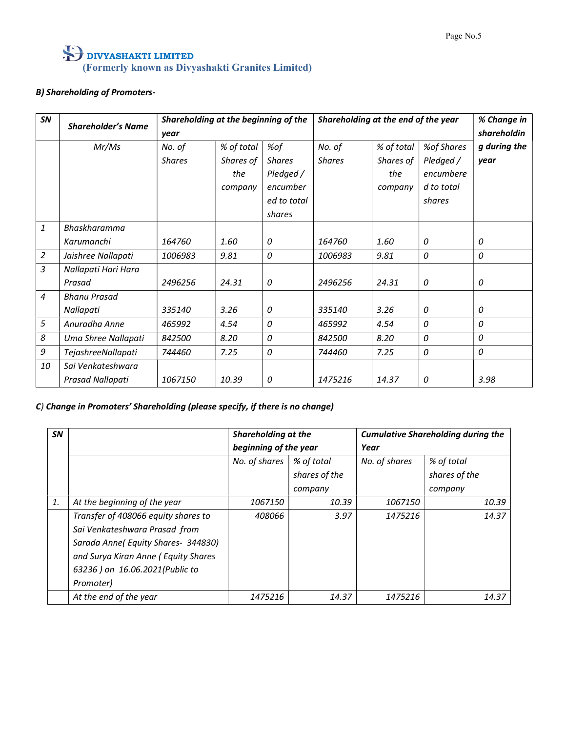**DIVYASHAKTI LIMITED**
**(Formerly known as Divyashakti Granites Limited)**

***B) Shareholding of Promoters-***

| SN | Shareholder's Name | Shareholding at the beginning of the year | | | Shareholding at the end of the year | | | % Change in shareholding during the year |
|---|---|---|---|---|---|---|---|---|
| | Mr/Ms | No. of Shares | % of total Shares of the company | %of Shares Pledged / encumbered to total shares | No. of Shares | % of total Shares of the company | %of Shares Pledged / encumbered to total shares | |
| 1 | Bhaskharamma Karumanchi | 164760 | 1.60 | 0 | 164760 | 1.60 | 0 | 0 |
| 2 | Jaishree Nallapati | 1006983 | 9.81 | 0 | 1006983 | 9.81 | 0 | 0 |
| 3 | Nallapati Hari Hara Prasad | 2496256 | 24.31 | 0 | 2496256 | 24.31 | 0 | 0 |
| 4 | Bhanu Prasad Nallapati | 335140 | 3.26 | 0 | 335140 | 3.26 | 0 | 0 |
| 5 | Anuradha Anne | 465992 | 4.54 | 0 | 465992 | 4.54 | 0 | 0 |
| 8 | Uma Shree Nallapati | 842500 | 8.20 | 0 | 842500 | 8.20 | 0 | 0 |
| 9 | TejashreeNallapati | 744460 | 7.25 | 0 | 744460 | 7.25 | 0 | 0 |
| 10 | Sai Venkateshwara Prasad Nallapati | 1067150 | 10.39 | 0 | 1475216 | 14.37 | 0 | 3.98 |

***C) Change in Promoters' Shareholding (please specify, if there is no change)***

| SN | | Shareholding at the beginning of the year | | Cumulative Shareholding during the Year | |
|---|---|---|---|---|---|
| | | No. of shares | % of total shares of the company | No. of shares | % of total shares of the company |
| 1. | At the beginning of the year | 1067150 | 10.39 | 1067150 | 10.39 |
| | Transfer of 408066 equity shares to Sai Venkateshwara Prasad from Sarada Anne( Equity Shares- 344830) and Surya Kiran Anne ( Equity Shares 63236 ) on 16.06.2021(Public to Promoter) | 408066 | 3.97 | 1475216 | 14.37 |
| | At the end of the year | 1475216 | 14.37 | 1475216 | 14.37 |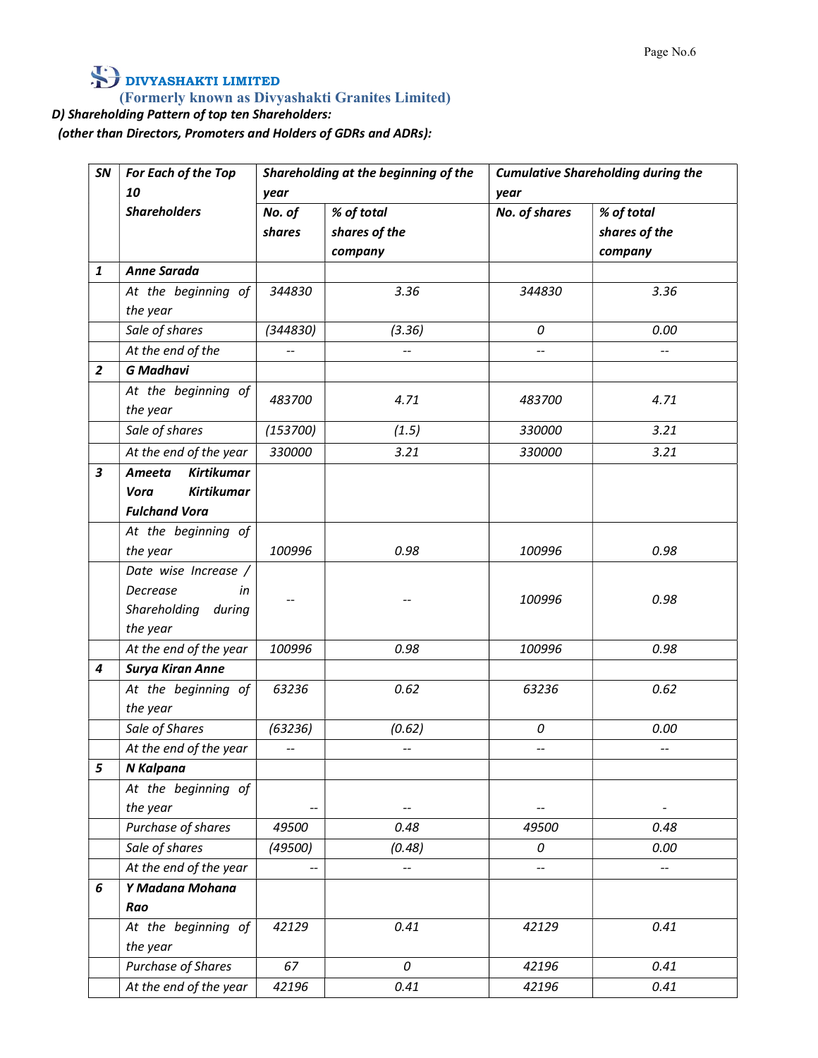**DIVYASHAKTI LIMITED**

**(Formerly known as Divyashakti Granites Limited)**

***D) Shareholding Pattern of top ten Shareholders:***

***(other than Directors, Promoters and Holders of GDRs and ADRs):***

| SN | For Each of the Top 10 Shareholders | Shareholding at the beginning of the year | | Cumulative Shareholding during the year | |
|---|---|---|---|---|---|
| | | No. of shares | % of total shares of the company | No. of shares | % of total shares of the company |
| **1** | ***Anne Sarada*** | | | | |
| | At the beginning of the year | 344830 | 3.36 | 344830 | 3.36 |
| | Sale of shares | (344830) | (3.36) | 0 | 0.00 |
| | At the end of the | -- | -- | -- | -- |
| **2** | ***G Madhavi*** | | | | |
| | At the beginning of the year | 483700 | 4.71 | 483700 | 4.71 |
| | Sale of shares | (153700) | (1.5) | 330000 | 3.21 |
| | At the end of the year | 330000 | 3.21 | 330000 | 3.21 |
| **3** | ***Ameeta Kirtikumar Vora Kirtikumar Fulchand Vora*** | | | | |
| | At the beginning of the year | 100996 | 0.98 | 100996 | 0.98 |
| | Date wise Increase / Decrease in Shareholding during the year | -- | -- | 100996 | 0.98 |
| | At the end of the year | 100996 | 0.98 | 100996 | 0.98 |
| **4** | ***Surya Kiran Anne*** | | | | |
| | At the beginning of the year | 63236 | 0.62 | 63236 | 0.62 |
| | Sale of Shares | (63236) | (0.62) | 0 | 0.00 |
| | At the end of the year | -- | -- | -- | -- |
| **5** | ***N Kalpana*** | | | | |
| | At the beginning of the year | -- | -- | -- | - |
| | Purchase of shares | 49500 | 0.48 | 49500 | 0.48 |
| | Sale of shares | (49500) | (0.48) | 0 | 0.00 |
| | At the end of the year | -- | -- | -- | -- |
| **6** | ***Y Madana Mohana Rao*** | | | | |
| | At the beginning of the year | 42129 | 0.41 | 42129 | 0.41 |
| | Purchase of Shares | 67 | 0 | 42196 | 0.41 |
| | At the end of the year | 42196 | 0.41 | 42196 | 0.41 |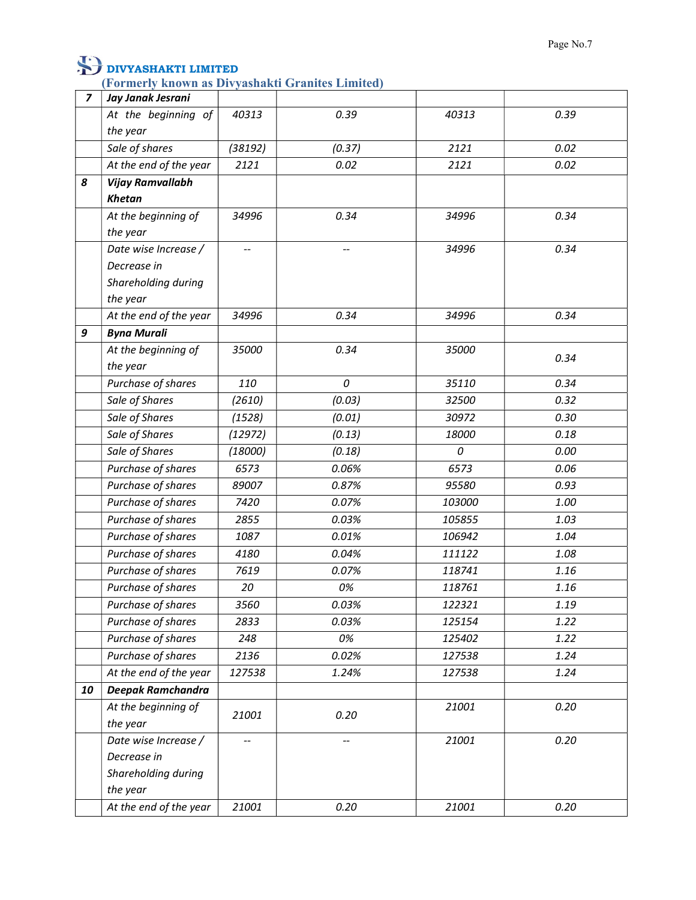| 7 | *Jay Janak Jesrani* | | | | |
|---|---|---|---|---|---|
| | *At the beginning of the year* | *40313* | *0.39* | *40313* | *0.39* |
| | *Sale of shares* | *(38192)* | *(0.37)* | *2121* | *0.02* |
| | *At the end of the year* | *2121* | *0.02* | *2121* | *0.02* |
| **8** | ***Vijay Ramvallabh Khetan*** | | | | |
| | *At the beginning of the year* | *34996* | *0.34* | *34996* | *0.34* |
| | *Date wise Increase / Decrease in Shareholding during the year* | *--* | *--* | *34996* | *0.34* |
| | *At the end of the year* | *34996* | *0.34* | *34996* | *0.34* |
| **9** | ***Byna Murali*** | | | | |
| | *At the beginning of the year* | *35000* | *0.34* | *35000* | *0.34* |
| | *Purchase of shares* | *110* | *0* | *35110* | *0.34* |
| | *Sale of Shares* | *(2610)* | *(0.03)* | *32500* | *0.32* |
| | *Sale of Shares* | *(1528)* | *(0.01)* | *30972* | *0.30* |
| | *Sale of Shares* | *(12972)* | *(0.13)* | *18000* | *0.18* |
| | *Sale of Shares* | *(18000)* | *(0.18)* | *0* | *0.00* |
| | *Purchase of shares* | *6573* | *0.06%* | *6573* | *0.06* |
| | *Purchase of shares* | *89007* | *0.87%* | *95580* | *0.93* |
| | *Purchase of shares* | *7420* | *0.07%* | *103000* | *1.00* |
| | *Purchase of shares* | *2855* | *0.03%* | *105855* | *1.03* |
| | *Purchase of shares* | *1087* | *0.01%* | *106942* | *1.04* |
| | *Purchase of shares* | *4180* | *0.04%* | *111122* | *1.08* |
| | *Purchase of shares* | *7619* | *0.07%* | *118741* | *1.16* |
| | *Purchase of shares* | *20* | *0%* | *118761* | *1.16* |
| | *Purchase of shares* | *3560* | *0.03%* | *122321* | *1.19* |
| | *Purchase of shares* | *2833* | *0.03%* | *125154* | *1.22* |
| | *Purchase of shares* | *248* | *0%* | *125402* | *1.22* |
| | *Purchase of shares* | *2136* | *0.02%* | *127538* | *1.24* |
| | *At the end of the year* | *127538* | *1.24%* | *127538* | *1.24* |
| **10** | ***Deepak Ramchandra*** | | | | |
| | *At the beginning of the year* | *21001* | *0.20* | *21001* | *0.20* |
| | *Date wise Increase / Decrease in Shareholding during the year* | *--* | *--* | *21001* | *0.20* |
| | *At the end of the year* | *21001* | *0.20* | *21001* | *0.20* |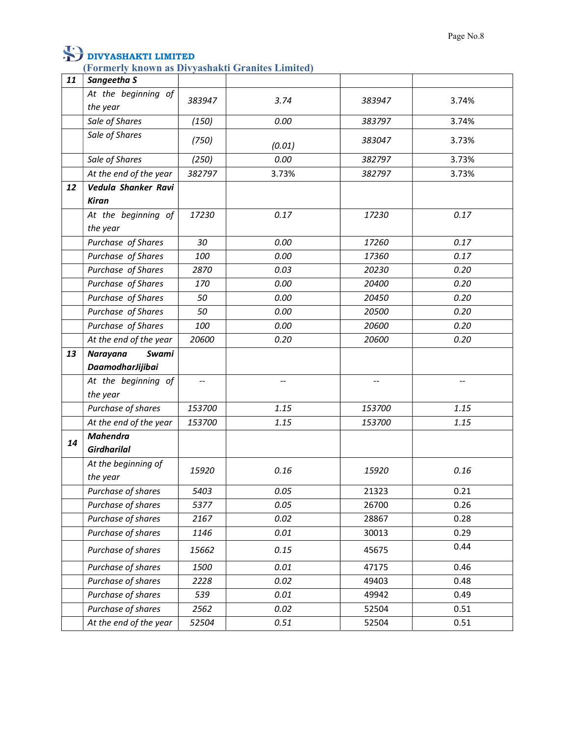**DIVYASHAKTI LIMITED**

**(Formerly known as Divyashakti Granites Limited)**

| | | | | | |
|---|---|---|---|---|---|
| **11** | ***Sangeetha S*** | | | | |
| | *At the beginning of the year* | *383947* | *3.74* | *383947* | 3.74% |
| | *Sale of Shares* | *(150)* | *0.00* | *383797* | 3.74% |
| | *Sale of Shares* | *(750)* | *(0.01)* | *383047* | 3.73% |
| | *Sale of Shares* | *(250)* | *0.00* | *382797* | 3.73% |
| | *At the end of the year* | *382797* | 3.73% | *382797* | 3.73% |
| **12** | ***Vedula Shanker Ravi Kiran*** | | | | |
| | *At the beginning of the year* | *17230* | *0.17* | *17230* | *0.17* |
| | *Purchase of Shares* | *30* | *0.00* | *17260* | *0.17* |
| | *Purchase of Shares* | *100* | *0.00* | *17360* | *0.17* |
| | *Purchase of Shares* | *2870* | *0.03* | *20230* | *0.20* |
| | *Purchase of Shares* | *170* | *0.00* | *20400* | *0.20* |
| | *Purchase of Shares* | *50* | *0.00* | *20450* | *0.20* |
| | *Purchase of Shares* | *50* | *0.00* | *20500* | *0.20* |
| | *Purchase of Shares* | *100* | *0.00* | *20600* | *0.20* |
| | *At the end of the year* | *20600* | *0.20* | *20600* | *0.20* |
| **13** | ***Narayana Swami DaamodharJijibai*** | | | | |
| | *At the beginning of the year* | *--* | *--* | *--* | *--* |
| | *Purchase of shares* | *153700* | *1.15* | *153700* | *1.15* |
| | *At the end of the year* | *153700* | *1.15* | *153700* | *1.15* |
| **14** | ***Mahendra Girdharilal*** | | | | |
| | *At the beginning of the year* | *15920* | *0.16* | *15920* | *0.16* |
| | *Purchase of shares* | *5403* | *0.05* | 21323 | 0.21 |
| | *Purchase of shares* | *5377* | *0.05* | 26700 | 0.26 |
| | *Purchase of shares* | *2167* | *0.02* | 28867 | 0.28 |
| | *Purchase of shares* | *1146* | *0.01* | 30013 | 0.29 |
| | *Purchase of shares* | *15662* | *0.15* | 45675 | 0.44 |
| | *Purchase of shares* | *1500* | *0.01* | 47175 | 0.46 |
| | *Purchase of shares* | *2228* | *0.02* | 49403 | 0.48 |
| | *Purchase of shares* | *539* | *0.01* | 49942 | 0.49 |
| | *Purchase of shares* | *2562* | *0.02* | 52504 | 0.51 |
| | *At the end of the year* | *52504* | *0.51* | 52504 | 0.51 |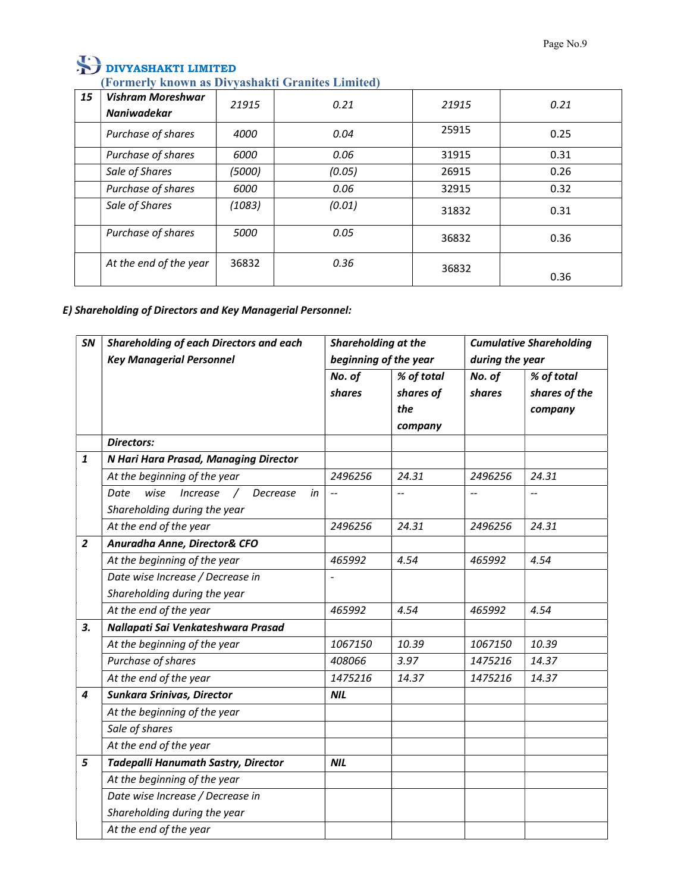| 15 | Vishram Moreshwar Naniwadekar | 21915 | 0.21 | 21915 | 0.21 |
|---|---|---|---|---|---|
| | Purchase of shares | 4000 | 0.04 | 25915 | 0.25 |
| | Purchase of shares | 6000 | 0.06 | 31915 | 0.31 |
| | Sale of Shares | (5000) | (0.05) | 26915 | 0.26 |
| | Purchase of shares | 6000 | 0.06 | 32915 | 0.32 |
| | Sale of Shares | (1083) | (0.01) | 31832 | 0.31 |
| | Purchase of shares | 5000 | 0.05 | 36832 | 0.36 |
| | At the end of the year | 36832 | 0.36 | 36832 | 0.36 |

***E) Shareholding of Directors and Key Managerial Personnel:***

| SN | Shareholding of each Directors and each Key Managerial Personnel | Shareholding at the beginning of the year | | Cumulative Shareholding during the year | |
|---|---|---|---|---|---|
| | | No. of shares | % of total shares of the company | No. of shares | % of total shares of the company |
| | **Directors:** | | | | |
| 1 | **N Hari Hara Prasad, Managing Director** | | | | |
| | At the beginning of the year | 2496256 | 24.31 | 2496256 | 24.31 |
| | Date wise Increase / Decrease in Shareholding during the year | -- | -- | -- | -- |
| | At the end of the year | 2496256 | 24.31 | 2496256 | 24.31 |
| 2 | **Anuradha Anne, Director& CFO** | | | | |
| | At the beginning of the year | 465992 | 4.54 | 465992 | 4.54 |
| | Date wise Increase / Decrease in Shareholding during the year | - | | | |
| | At the end of the year | 465992 | 4.54 | 465992 | 4.54 |
| 3. | **Nallapati Sai Venkateshwara Prasad** | | | | |
| | At the beginning of the year | 1067150 | 10.39 | 1067150 | 10.39 |
| | Purchase of shares | 408066 | 3.97 | 1475216 | 14.37 |
| | At the end of the year | 1475216 | 14.37 | 1475216 | 14.37 |
| 4 | **Sunkara Srinivas, Director** | **NIL** | | | |
| | At the beginning of the year | | | | |
| | Sale of shares | | | | |
| | At the end of the year | | | | |
| 5 | **Tadepalli Hanumath Sastry, Director** | **NIL** | | | |
| | At the beginning of the year | | | | |
| | Date wise Increase / Decrease in Shareholding during the year | | | | |
| | At the end of the year | | | | |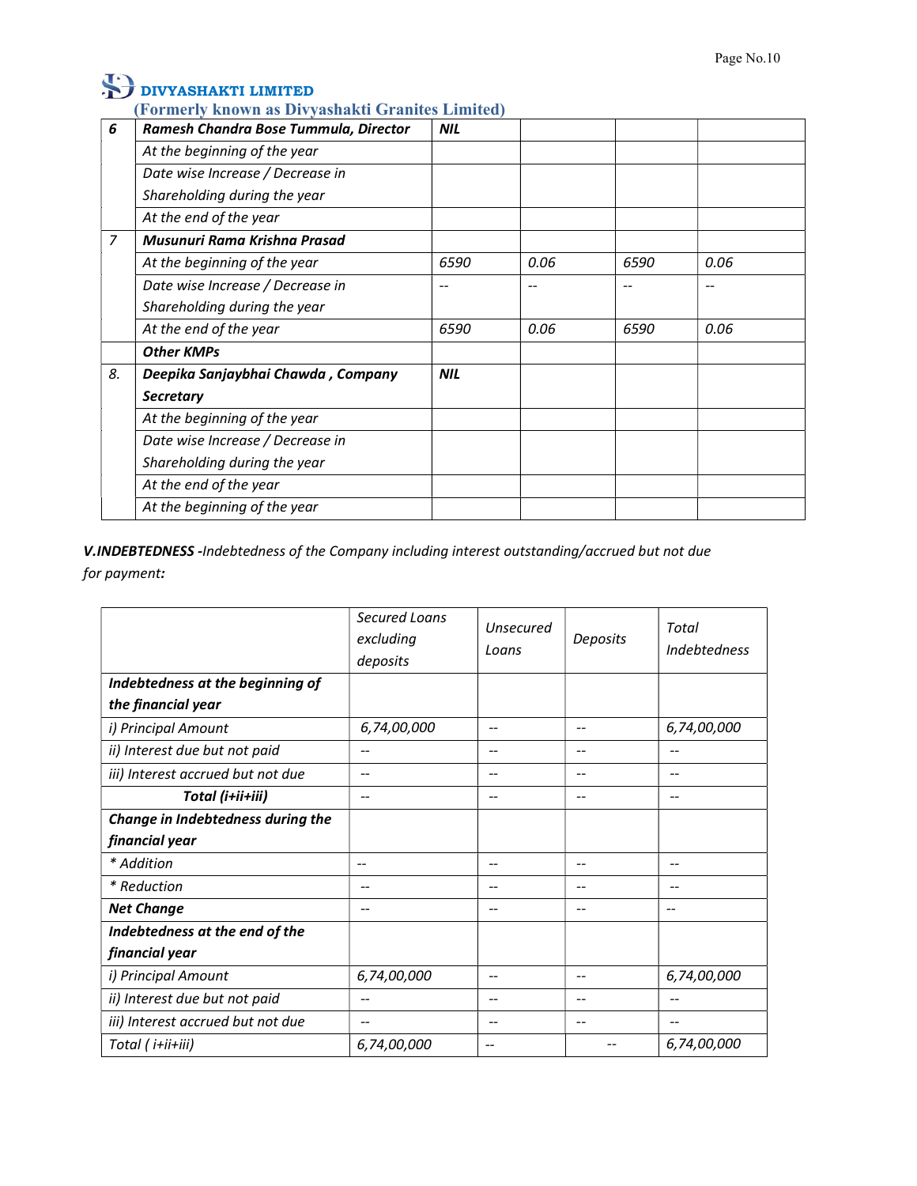| 6 | **Ramesh Chandra Bose Tummula, Director** | **NIL** | | | |
|---|---|---|---|---|---|
| | At the beginning of the year | | | | |
| | Date wise Increase / Decrease in Shareholding during the year | | | | |
| | At the end of the year | | | | |
| 7 | **Musunuri Rama Krishna Prasad** | | | | |
| | At the beginning of the year | 6590 | 0.06 | 6590 | 0.06 |
| | Date wise Increase / Decrease in Shareholding during the year | -- | -- | -- | -- |
| | At the end of the year | 6590 | 0.06 | 6590 | 0.06 |
| | **Other KMPs** | | | | |
| 8. | **Deepika Sanjaybhai Chawda , Company Secretary** | **NIL** | | | |
| | At the beginning of the year | | | | |
| | Date wise Increase / Decrease in Shareholding during the year | | | | |
| | At the end of the year | | | | |
| | At the beginning of the year | | | | |

***V.INDEBTEDNESS** -Indebtedness of the Company including interest outstanding/accrued but not due for payment:*

| | Secured Loans excluding deposits | Unsecured Loans | Deposits | Total Indebtedness |
|---|---|---|---|---|
| **Indebtedness at the beginning of the financial year** | | | | |
| i) Principal Amount | 6,74,00,000 | -- | -- | 6,74,00,000 |
| ii) Interest due but not paid | -- | -- | -- | -- |
| iii) Interest accrued but not due | -- | -- | -- | -- |
| **Total (i+ii+iii)** | -- | -- | -- | -- |
| **Change in Indebtedness during the financial year** | | | | |
| * Addition | -- | -- | -- | -- |
| * Reduction | -- | -- | -- | -- |
| **Net Change** | -- | -- | -- | -- |
| **Indebtedness at the end of the financial year** | | | | |
| i) Principal Amount | 6,74,00,000 | -- | -- | 6,74,00,000 |
| ii) Interest due but not paid | -- | -- | -- | -- |
| iii) Interest accrued but not due | -- | -- | -- | -- |
| Total ( i+ii+iii) | 6,74,00,000 | -- | -- | 6,74,00,000 |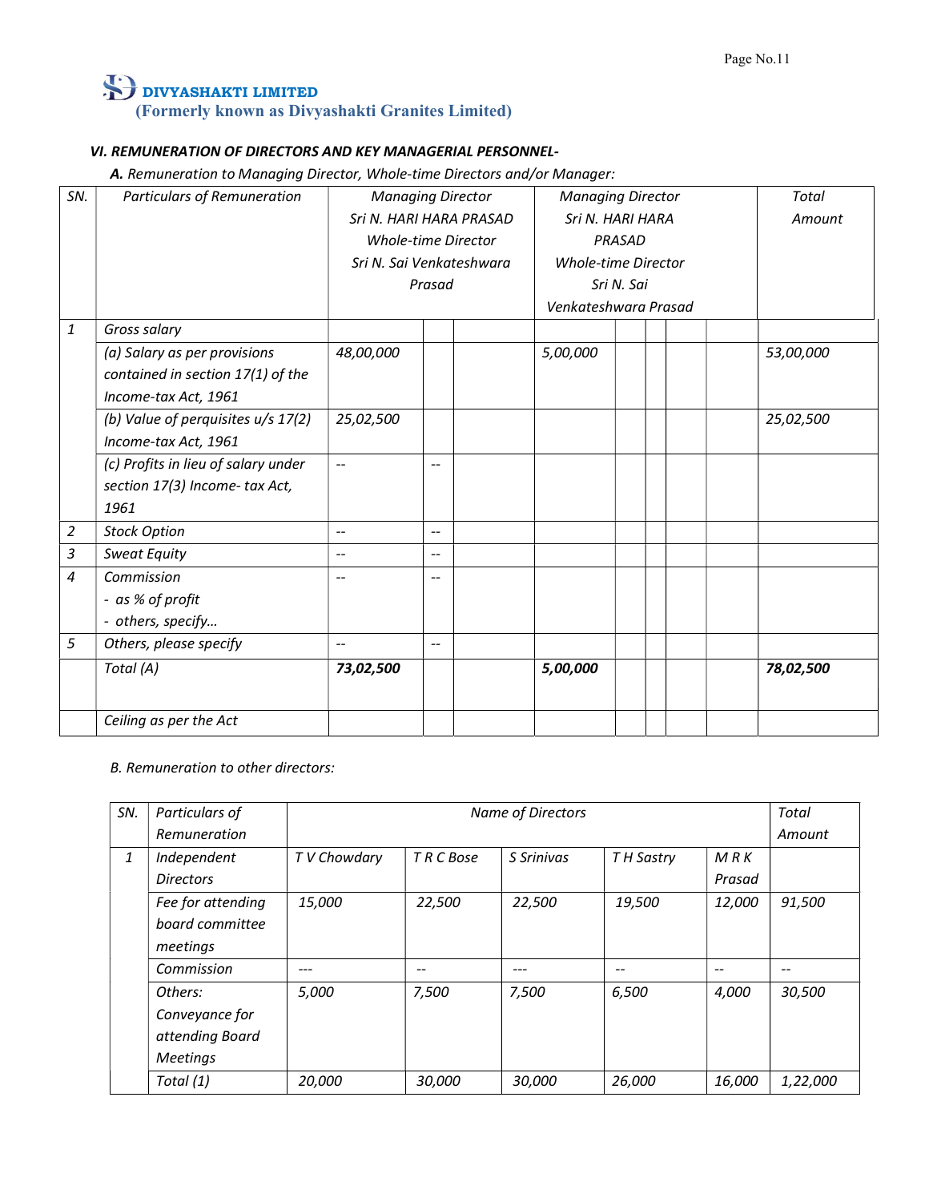**DIVYASHAKTI LIMITED**
**(Formerly known as Divyashakti Granites Limited)**

### *VI. REMUNERATION OF DIRECTORS AND KEY MANAGERIAL PERSONNEL-*

***A.*** *Remuneration to Managing Director, Whole-time Directors and/or Manager:*

| SN. | Particulars of Remuneration | Managing Director Sri N. HARI HARA PRASAD Whole-time Director Sri N. Sai Venkateshwara Prasad | | | Managing Director Sri N. HARI HARA PRASAD Whole-time Director Sri N. Sai Venkateshwara Prasad | | | | | Total Amount |
|---|---|---|---|---|---|---|---|---|---|---|
| 1 | Gross salary | | | | | | | | | |
| | (a) Salary as per provisions contained in section 17(1) of the Income-tax Act, 1961 | 48,00,000 | | | 5,00,000 | | | | | 53,00,000 |
| | (b) Value of perquisites u/s 17(2) Income-tax Act, 1961 | 25,02,500 | | | | | | | | 25,02,500 |
| | (c) Profits in lieu of salary under section 17(3) Income- tax Act, 1961 | -- | -- | | | | | | | |
| 2 | Stock Option | -- | -- | | | | | | | |
| 3 | Sweat Equity | -- | -- | | | | | | | |
| 4 | Commission<br>- as % of profit<br>- others, specify… | -- | -- | | | | | | | |
| 5 | Others, please specify | -- | -- | | | | | | | |
| | Total (A) | **73,02,500** | | | **5,00,000** | | | | | **78,02,500** |
| | Ceiling as per the Act | | | | | | | | | |

B. Remuneration to other directors:

| SN. | Particulars of Remuneration | Name of Directors | | | | | Total Amount |
|---|---|---|---|---|---|---|---|
| 1 | Independent Directors | T V Chowdary | T R C Bose | S Srinivas | T H Sastry | M R K Prasad | |
| | Fee for attending board committee meetings | 15,000 | 22,500 | 22,500 | 19,500 | 12,000 | 91,500 |
| | Commission | --- | -- | --- | -- | -- | -- |
| | Others: Conveyance for attending Board Meetings | 5,000 | 7,500 | 7,500 | 6,500 | 4,000 | 30,500 |
| | Total (1) | 20,000 | 30,000 | 30,000 | 26,000 | 16,000 | 1,22,000 |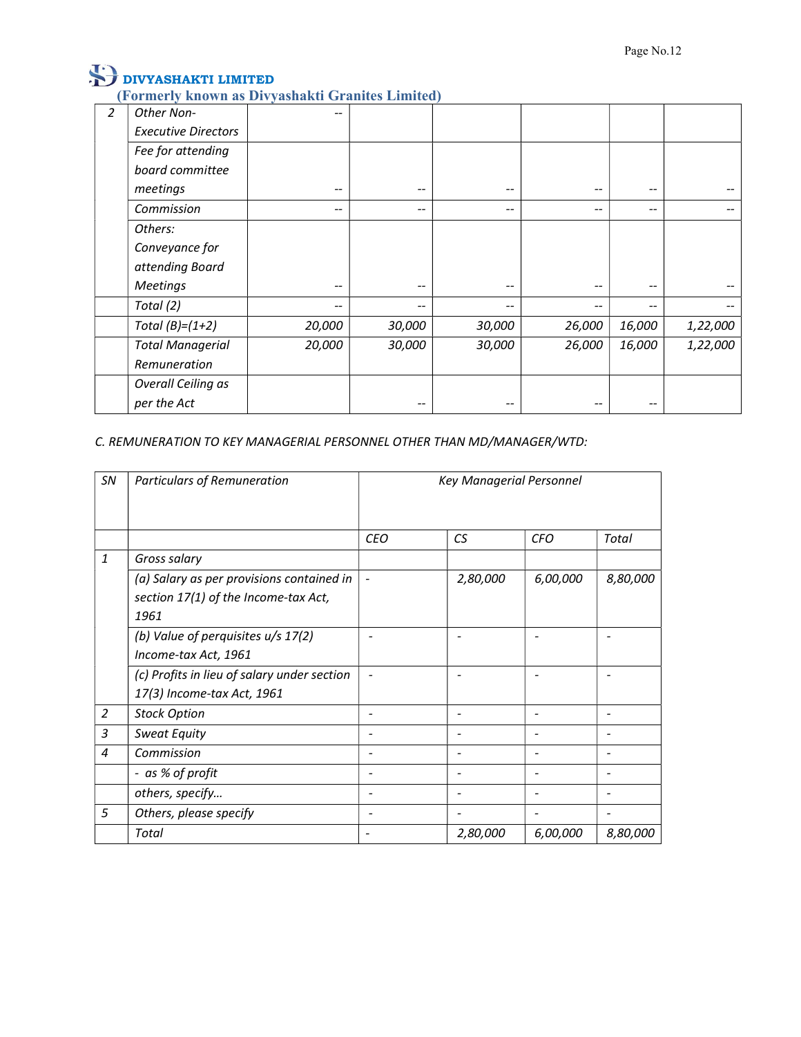| 2 | Other Non-Executive Directors | -- | | | | | |
|---|---|---|---|---|---|---|---|
| | Fee for attending board committee meetings | -- | -- | -- | -- | -- | -- |
| | Commission | -- | -- | -- | -- | -- | -- |
| | Others: Conveyance for attending Board Meetings | -- | -- | -- | -- | -- | -- |
| | Total (2) | -- | -- | -- | -- | -- | -- |
| | Total (B)=(1+2) | 20,000 | 30,000 | 30,000 | 26,000 | 16,000 | 1,22,000 |
| | Total Managerial Remuneration | 20,000 | 30,000 | 30,000 | 26,000 | 16,000 | 1,22,000 |
| | Overall Ceiling as per the Act | | -- | -- | -- | -- | |

*C. REMUNERATION TO KEY MANAGERIAL PERSONNEL OTHER THAN MD/MANAGER/WTD:*

| SN | Particulars of Remuneration | Key Managerial Personnel | | | |
|---|---|---|---|---|---|
| | | CEO | CS | CFO | Total |
| 1 | Gross salary | | | | |
| | (a) Salary as per provisions contained in section 17(1) of the Income-tax Act, 1961 | - | 2,80,000 | 6,00,000 | 8,80,000 |
| | (b) Value of perquisites u/s 17(2) Income-tax Act, 1961 | - | - | - | - |
| | (c) Profits in lieu of salary under section 17(3) Income-tax Act, 1961 | - | - | - | - |
| 2 | Stock Option | - | - | - | - |
| 3 | Sweat Equity | - | - | - | - |
| 4 | Commission | - | - | - | - |
| | - as % of profit | - | - | - | - |
| | others, specify… | - | - | - | - |
| 5 | Others, please specify | - | - | - | - |
| | Total | - | 2,80,000 | 6,00,000 | 8,80,000 |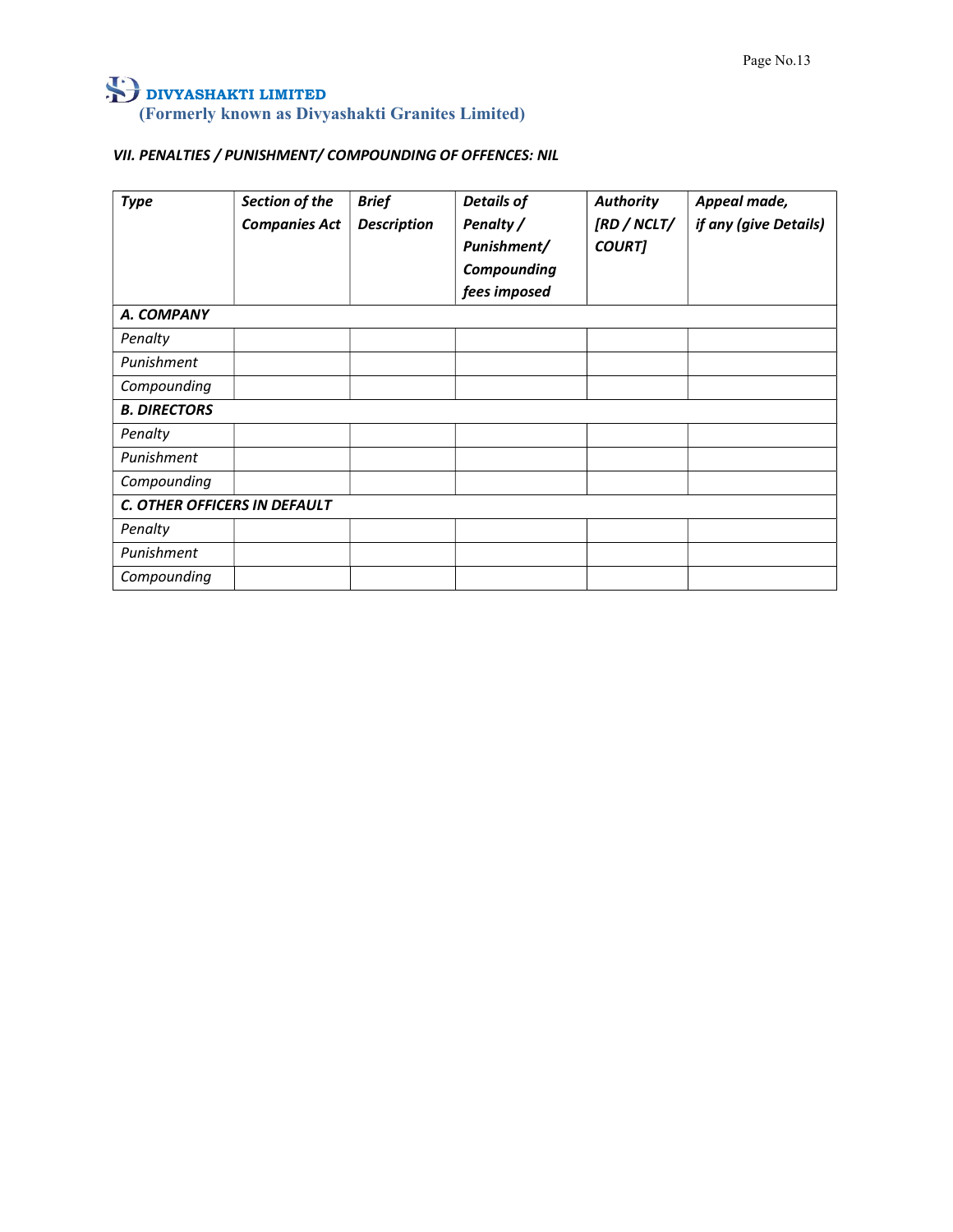### *VII. PENALTIES / PUNISHMENT/ COMPOUNDING OF OFFENCES: NIL*

| *Type* | *Section of the Companies Act* | *Brief Description* | *Details of Penalty / Punishment/ Compounding fees imposed* | *Authority [RD / NCLT/ COURT]* | *Appeal made, if any (give Details)* |
|---|---|---|---|---|---|
| ***A. COMPANY*** | | | | | |
| *Penalty* | | | | | |
| *Punishment* | | | | | |
| *Compounding* | | | | | |
| ***B. DIRECTORS*** | | | | | |
| *Penalty* | | | | | |
| *Punishment* | | | | | |
| *Compounding* | | | | | |
| ***C. OTHER OFFICERS IN DEFAULT*** | | | | | |
| *Penalty* | | | | | |
| *Punishment* | | | | | |
| *Compounding* | | | | | |